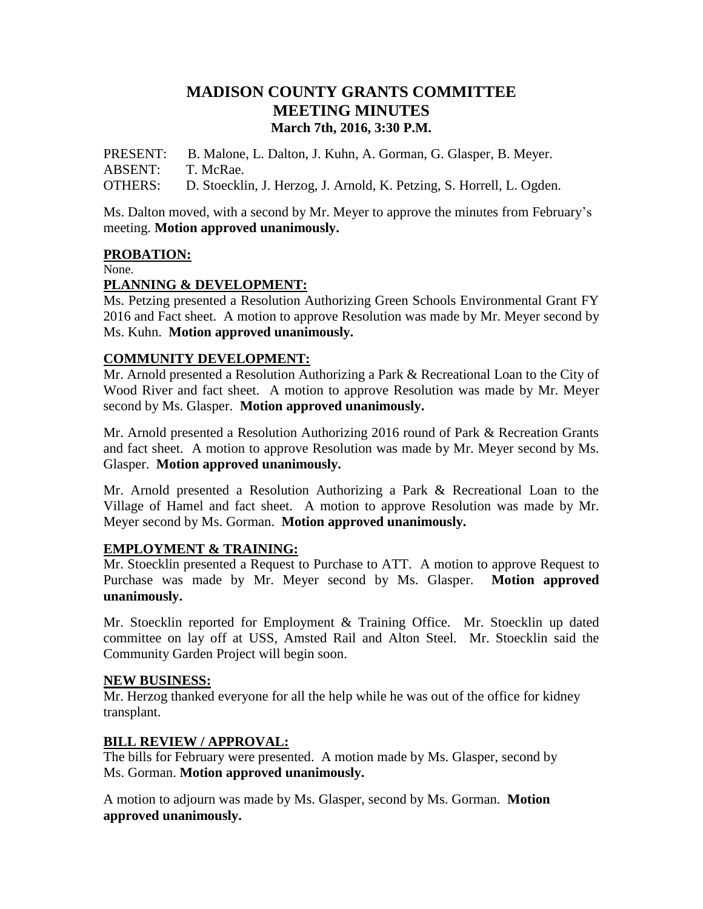# MADISON COUNTY GRANTS COMMITTEE
# MEETING MINUTES
### March 7th, 2016, 3:30 P.M.

PRESENT: B. Malone, L. Dalton, J. Kuhn, A. Gorman, G. Glasper, B. Meyer.
ABSENT: T. McRae.
OTHERS: D. Stoecklin, J. Herzog, J. Arnold, K. Petzing, S. Horrell, L. Ogden.

Ms. Dalton moved, with a second by Mr. Meyer to approve the minutes from February's meeting. **Motion approved unanimously.**

## PROBATION:

None.

## PLANNING & DEVELOPMENT:

Ms. Petzing presented a Resolution Authorizing Green Schools Environmental Grant FY 2016 and Fact sheet. A motion to approve Resolution was made by Mr. Meyer second by Ms. Kuhn. **Motion approved unanimously.**

## COMMUNITY DEVELOPMENT:

Mr. Arnold presented a Resolution Authorizing a Park & Recreational Loan to the City of Wood River and fact sheet. A motion to approve Resolution was made by Mr. Meyer second by Ms. Glasper. **Motion approved unanimously.**

Mr. Arnold presented a Resolution Authorizing 2016 round of Park & Recreation Grants and fact sheet. A motion to approve Resolution was made by Mr. Meyer second by Ms. Glasper. **Motion approved unanimously.**

Mr. Arnold presented a Resolution Authorizing a Park & Recreational Loan to the Village of Hamel and fact sheet. A motion to approve Resolution was made by Mr. Meyer second by Ms. Gorman. **Motion approved unanimously.**

## EMPLOYMENT & TRAINING:

Mr. Stoecklin presented a Request to Purchase to ATT. A motion to approve Request to Purchase was made by Mr. Meyer second by Ms. Glasper. **Motion approved unanimously.**

Mr. Stoecklin reported for Employment & Training Office. Mr. Stoecklin up dated committee on lay off at USS, Amsted Rail and Alton Steel. Mr. Stoecklin said the Community Garden Project will begin soon.

## NEW BUSINESS:

Mr. Herzog thanked everyone for all the help while he was out of the office for kidney transplant.

## BILL REVIEW / APPROVAL:

The bills for February were presented. A motion made by Ms. Glasper, second by Ms. Gorman. **Motion approved unanimously.**

A motion to adjourn was made by Ms. Glasper, second by Ms. Gorman. **Motion approved unanimously.**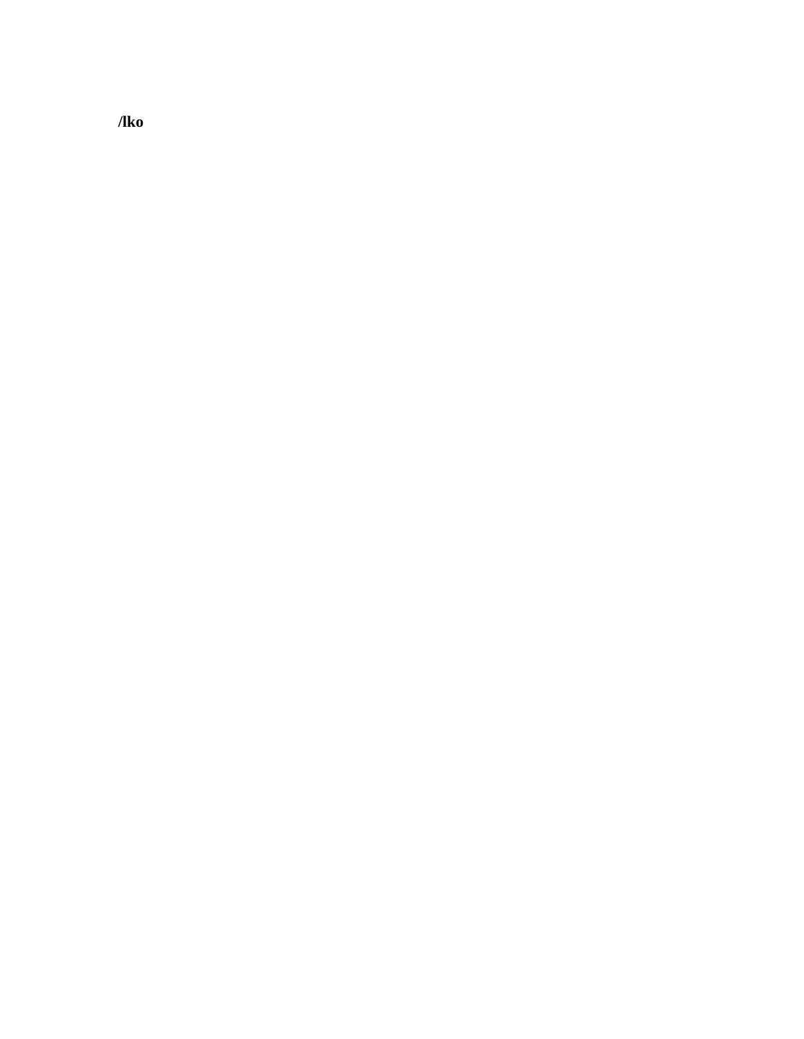**/lko**